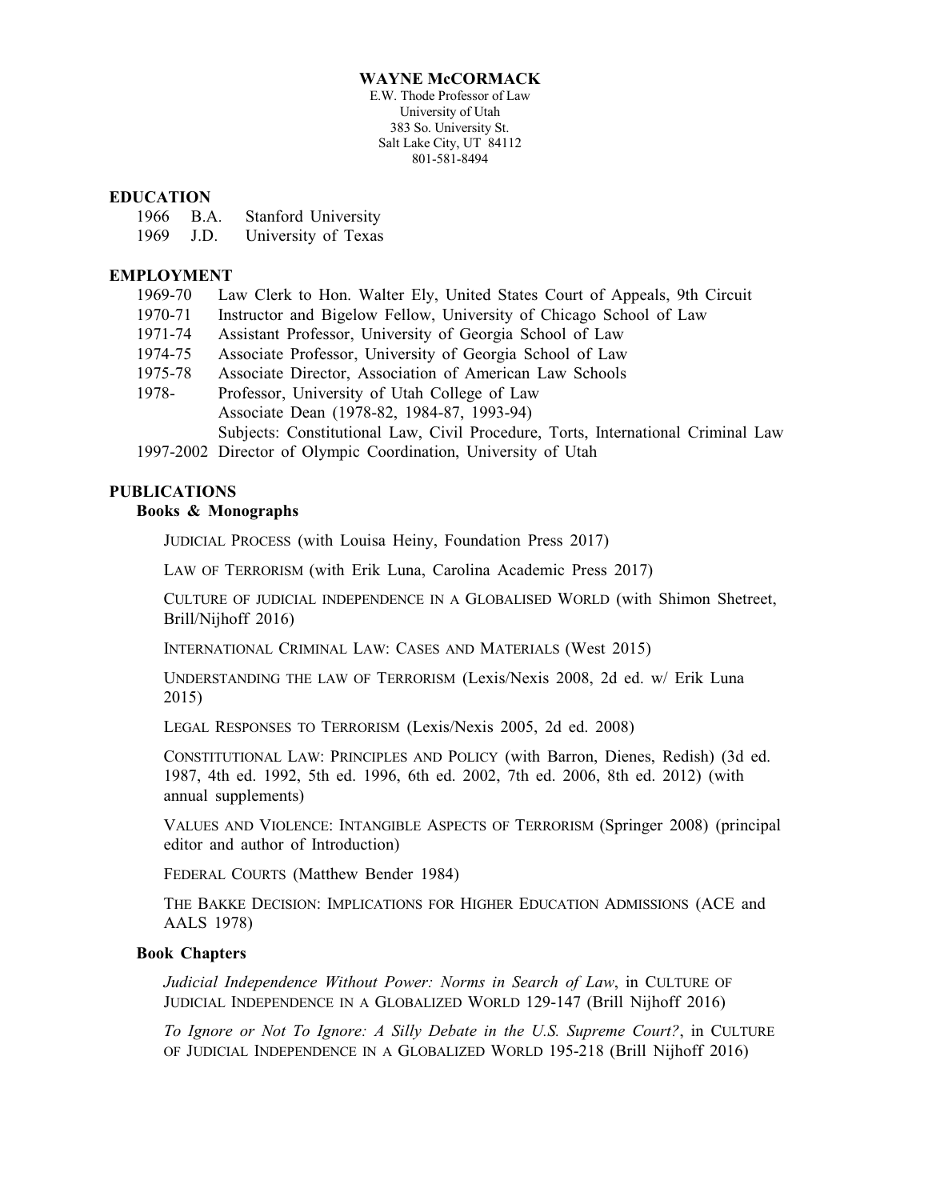# WAYNE McCORMACK

E.W. Thode Professor of Law
University of Utah
383 So. University St.
Salt Lake City, UT 84112
801-581-8494

## EDUCATION

| | | |
|---|---|---|
| 1966 | B.A. | Stanford University |
| 1969 | J.D. | University of Texas |

## EMPLOYMENT

| | |
|---|---|
| 1969-70 | Law Clerk to Hon. Walter Ely, United States Court of Appeals, 9th Circuit |
| 1970-71 | Instructor and Bigelow Fellow, University of Chicago School of Law |
| 1971-74 | Assistant Professor, University of Georgia School of Law |
| 1974-75 | Associate Professor, University of Georgia School of Law |
| 1975-78 | Associate Director, Association of American Law Schools |
| 1978- | Professor, University of Utah College of Law<br>Associate Dean (1978-82, 1984-87, 1993-94)<br>Subjects: Constitutional Law, Civil Procedure, Torts, International Criminal Law |
| 1997-2002 | Director of Olympic Coordination, University of Utah |

## PUBLICATIONS

### Books & Monographs

JUDICIAL PROCESS (with Louisa Heiny, Foundation Press 2017)

LAW OF TERRORISM (with Erik Luna, Carolina Academic Press 2017)

CULTURE OF JUDICIAL INDEPENDENCE IN A GLOBALISED WORLD (with Shimon Shetreet, Brill/Nijhoff 2016)

INTERNATIONAL CRIMINAL LAW: CASES AND MATERIALS (West 2015)

UNDERSTANDING THE LAW OF TERRORISM (Lexis/Nexis 2008, 2d ed. w/ Erik Luna 2015)

LEGAL RESPONSES TO TERRORISM (Lexis/Nexis 2005, 2d ed. 2008)

CONSTITUTIONAL LAW: PRINCIPLES AND POLICY (with Barron, Dienes, Redish) (3d ed. 1987, 4th ed. 1992, 5th ed. 1996, 6th ed. 2002, 7th ed. 2006, 8th ed. 2012) (with annual supplements)

VALUES AND VIOLENCE: INTANGIBLE ASPECTS OF TERRORISM (Springer 2008) (principal editor and author of Introduction)

FEDERAL COURTS (Matthew Bender 1984)

THE BAKKE DECISION: IMPLICATIONS FOR HIGHER EDUCATION ADMISSIONS (ACE and AALS 1978)

### Book Chapters

*Judicial Independence Without Power: Norms in Search of Law*, in CULTURE OF JUDICIAL INDEPENDENCE IN A GLOBALIZED WORLD 129-147 (Brill Nijhoff 2016)

*To Ignore or Not To Ignore: A Silly Debate in the U.S. Supreme Court?*, in CULTURE OF JUDICIAL INDEPENDENCE IN A GLOBALIZED WORLD 195-218 (Brill Nijhoff 2016)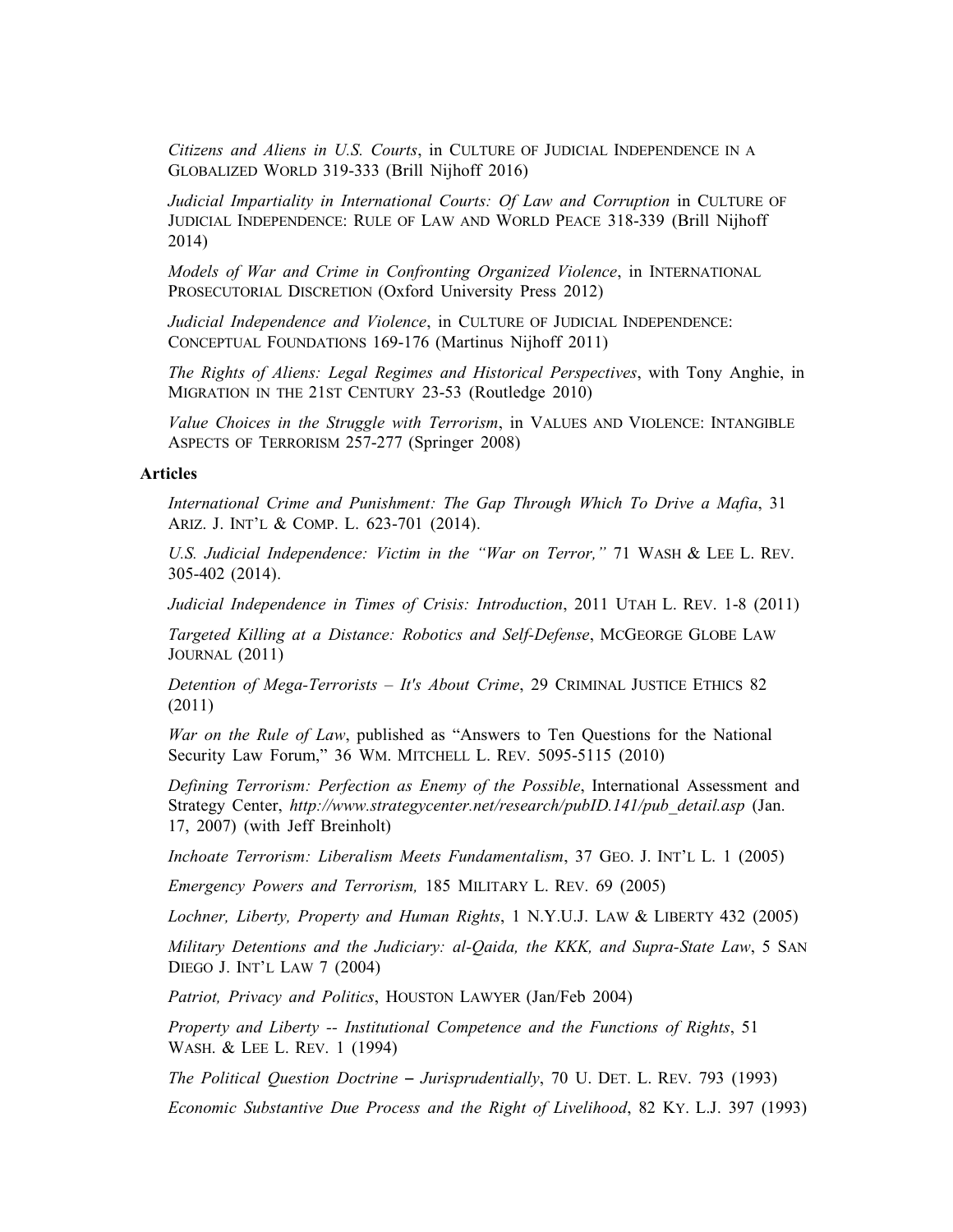*Citizens and Aliens in U.S. Courts*, in CULTURE OF JUDICIAL INDEPENDENCE IN A GLOBALIZED WORLD 319-333 (Brill Nijhoff 2016)

*Judicial Impartiality in International Courts: Of Law and Corruption* in CULTURE OF JUDICIAL INDEPENDENCE: RULE OF LAW AND WORLD PEACE 318-339 (Brill Nijhoff 2014)

*Models of War and Crime in Confronting Organized Violence*, in INTERNATIONAL PROSECUTORIAL DISCRETION (Oxford University Press 2012)

*Judicial Independence and Violence*, in CULTURE OF JUDICIAL INDEPENDENCE: CONCEPTUAL FOUNDATIONS 169-176 (Martinus Nijhoff 2011)

*The Rights of Aliens: Legal Regimes and Historical Perspectives*, with Tony Anghie, in MIGRATION IN THE 21ST CENTURY 23-53 (Routledge 2010)

*Value Choices in the Struggle with Terrorism*, in VALUES AND VIOLENCE: INTANGIBLE ASPECTS OF TERRORISM 257-277 (Springer 2008)

**Articles**

*International Crime and Punishment: The Gap Through Which To Drive a Mafia*, 31 ARIZ. J. INT'L & COMP. L. 623-701 (2014).

*U.S. Judicial Independence: Victim in the "War on Terror,"* 71 WASH & LEE L. REV. 305-402 (2014).

*Judicial Independence in Times of Crisis: Introduction*, 2011 UTAH L. REV. 1-8 (2011)

*Targeted Killing at a Distance: Robotics and Self-Defense*, MCGEORGE GLOBE LAW JOURNAL (2011)

*Detention of Mega-Terrorists – It's About Crime*, 29 CRIMINAL JUSTICE ETHICS 82 (2011)

*War on the Rule of Law*, published as "Answers to Ten Questions for the National Security Law Forum," 36 WM. MITCHELL L. REV. 5095-5115 (2010)

*Defining Terrorism: Perfection as Enemy of the Possible*, International Assessment and Strategy Center, *http://www.strategycenter.net/research/pubID.141/pub_detail.asp* (Jan. 17, 2007) (with Jeff Breinholt)

*Inchoate Terrorism: Liberalism Meets Fundamentalism*, 37 GEO. J. INT'L L. 1 (2005)

*Emergency Powers and Terrorism,* 185 MILITARY L. REV. 69 (2005)

*Lochner, Liberty, Property and Human Rights*, 1 N.Y.U.J. LAW & LIBERTY 432 (2005)

*Military Detentions and the Judiciary: al-Qaida, the KKK, and Supra-State Law*, 5 SAN DIEGO J. INT'L LAW 7 (2004)

*Patriot, Privacy and Politics*, HOUSTON LAWYER (Jan/Feb 2004)

*Property and Liberty -- Institutional Competence and the Functions of Rights*, 51 WASH. & LEE L. REV. 1 (1994)

*The Political Question Doctrine – Jurisprudentially*, 70 U. DET. L. REV. 793 (1993)

*Economic Substantive Due Process and the Right of Livelihood*, 82 KY. L.J. 397 (1993)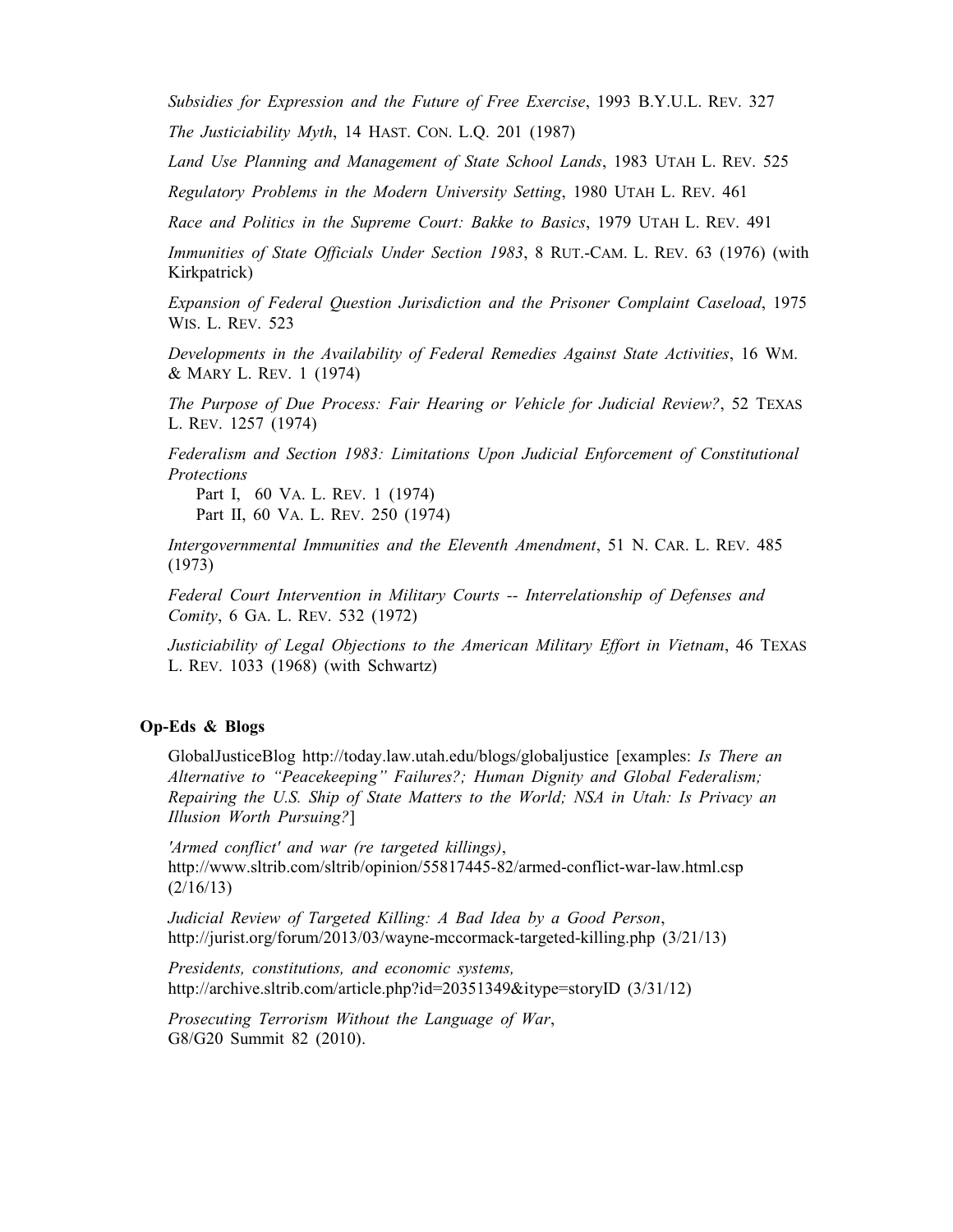*Subsidies for Expression and the Future of Free Exercise*, 1993 B.Y.U.L. REV. 327

*The Justiciability Myth*, 14 HAST. CON. L.Q. 201 (1987)

*Land Use Planning and Management of State School Lands*, 1983 UTAH L. REV. 525

*Regulatory Problems in the Modern University Setting*, 1980 UTAH L. REV. 461

*Race and Politics in the Supreme Court: Bakke to Basics*, 1979 UTAH L. REV. 491

*Immunities of State Officials Under Section 1983*, 8 RUT.-CAM. L. REV. 63 (1976) (with Kirkpatrick)

*Expansion of Federal Question Jurisdiction and the Prisoner Complaint Caseload*, 1975 WIS. L. REV. 523

*Developments in the Availability of Federal Remedies Against State Activities*, 16 WM. & MARY L. REV. 1 (1974)

*The Purpose of Due Process: Fair Hearing or Vehicle for Judicial Review?*, 52 TEXAS L. REV. 1257 (1974)

*Federalism and Section 1983: Limitations Upon Judicial Enforcement of Constitutional Protections*

Part I, 60 VA. L. REV. 1 (1974)
Part II, 60 VA. L. REV. 250 (1974)

*Intergovernmental Immunities and the Eleventh Amendment*, 51 N. CAR. L. REV. 485 (1973)

*Federal Court Intervention in Military Courts -- Interrelationship of Defenses and Comity*, 6 GA. L. REV. 532 (1972)

*Justiciability of Legal Objections to the American Military Effort in Vietnam*, 46 TEXAS L. REV. 1033 (1968) (with Schwartz)

**Op-Eds & Blogs**

GlobalJusticeBlog http://today.law.utah.edu/blogs/globaljustice [examples: *Is There an Alternative to "Peacekeeping" Failures?; Human Dignity and Global Federalism; Repairing the U.S. Ship of State Matters to the World; NSA in Utah: Is Privacy an Illusion Worth Pursuing?*]

*'Armed conflict' and war (re targeted killings)*, http://www.sltrib.com/sltrib/opinion/55817445-82/armed-conflict-war-law.html.csp (2/16/13)

*Judicial Review of Targeted Killing: A Bad Idea by a Good Person*, http://jurist.org/forum/2013/03/wayne-mccormack-targeted-killing.php (3/21/13)

*Presidents, constitutions, and economic systems,* http://archive.sltrib.com/article.php?id=20351349&itype=storyID (3/31/12)

*Prosecuting Terrorism Without the Language of War*, G8/G20 Summit 82 (2010).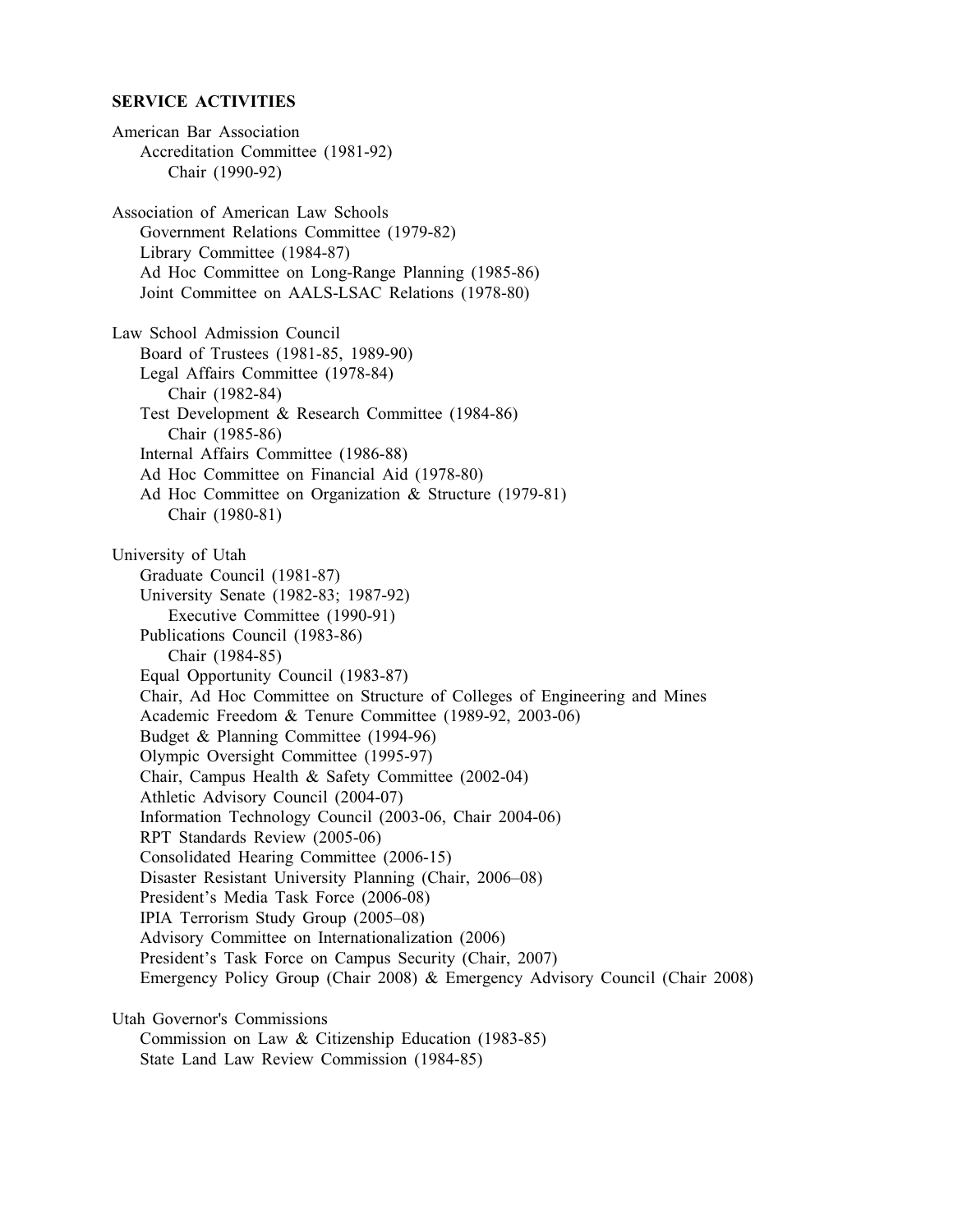**SERVICE ACTIVITIES**

American Bar Association
- Accreditation Committee (1981-92)
  - Chair (1990-92)

Association of American Law Schools
- Government Relations Committee (1979-82)
- Library Committee (1984-87)
- Ad Hoc Committee on Long-Range Planning (1985-86)
- Joint Committee on AALS-LSAC Relations (1978-80)

Law School Admission Council
- Board of Trustees (1981-85, 1989-90)
- Legal Affairs Committee (1978-84)
  - Chair (1982-84)
- Test Development & Research Committee (1984-86)
  - Chair (1985-86)
- Internal Affairs Committee (1986-88)
- Ad Hoc Committee on Financial Aid (1978-80)
- Ad Hoc Committee on Organization & Structure (1979-81)
  - Chair (1980-81)

University of Utah
- Graduate Council (1981-87)
- University Senate (1982-83; 1987-92)
  - Executive Committee (1990-91)
- Publications Council (1983-86)
  - Chair (1984-85)
- Equal Opportunity Council (1983-87)
- Chair, Ad Hoc Committee on Structure of Colleges of Engineering and Mines
- Academic Freedom & Tenure Committee (1989-92, 2003-06)
- Budget & Planning Committee (1994-96)
- Olympic Oversight Committee (1995-97)
- Chair, Campus Health & Safety Committee (2002-04)
- Athletic Advisory Council (2004-07)
- Information Technology Council (2003-06, Chair 2004-06)
- RPT Standards Review (2005-06)
- Consolidated Hearing Committee (2006-15)
- Disaster Resistant University Planning (Chair, 2006–08)
- President's Media Task Force (2006-08)
- IPIA Terrorism Study Group (2005–08)
- Advisory Committee on Internationalization (2006)
- President's Task Force on Campus Security (Chair, 2007)
- Emergency Policy Group (Chair 2008) & Emergency Advisory Council (Chair 2008)

Utah Governor's Commissions
- Commission on Law & Citizenship Education (1983-85)
- State Land Law Review Commission (1984-85)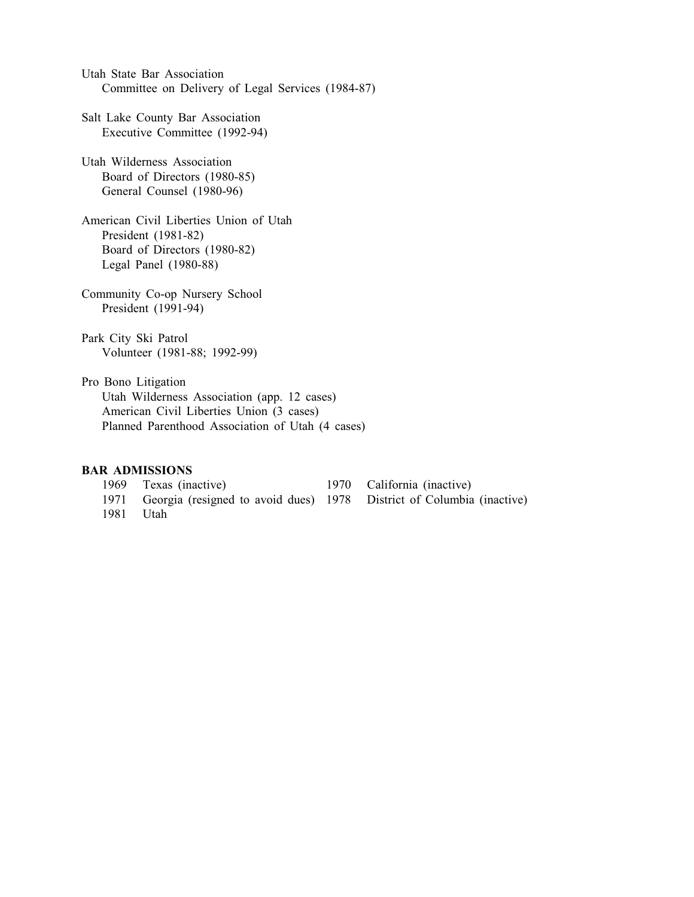Utah State Bar Association
- Committee on Delivery of Legal Services (1984-87)

Salt Lake County Bar Association
- Executive Committee (1992-94)

Utah Wilderness Association
- Board of Directors (1980-85)
- General Counsel (1980-96)

American Civil Liberties Union of Utah
- President (1981-82)
- Board of Directors (1980-82)
- Legal Panel (1980-88)

Community Co-op Nursery School
- President (1991-94)

Park City Ski Patrol
- Volunteer (1981-88; 1992-99)

Pro Bono Litigation
- Utah Wilderness Association (app. 12 cases)
- American Civil Liberties Union (3 cases)
- Planned Parenthood Association of Utah (4 cases)

**BAR ADMISSIONS**

| | | | |
|---|---|---|---|
| 1969 | Texas (inactive) | 1970 | California (inactive) |
| 1971 | Georgia (resigned to avoid dues) | 1978 | District of Columbia (inactive) |
| 1981 | Utah | | |